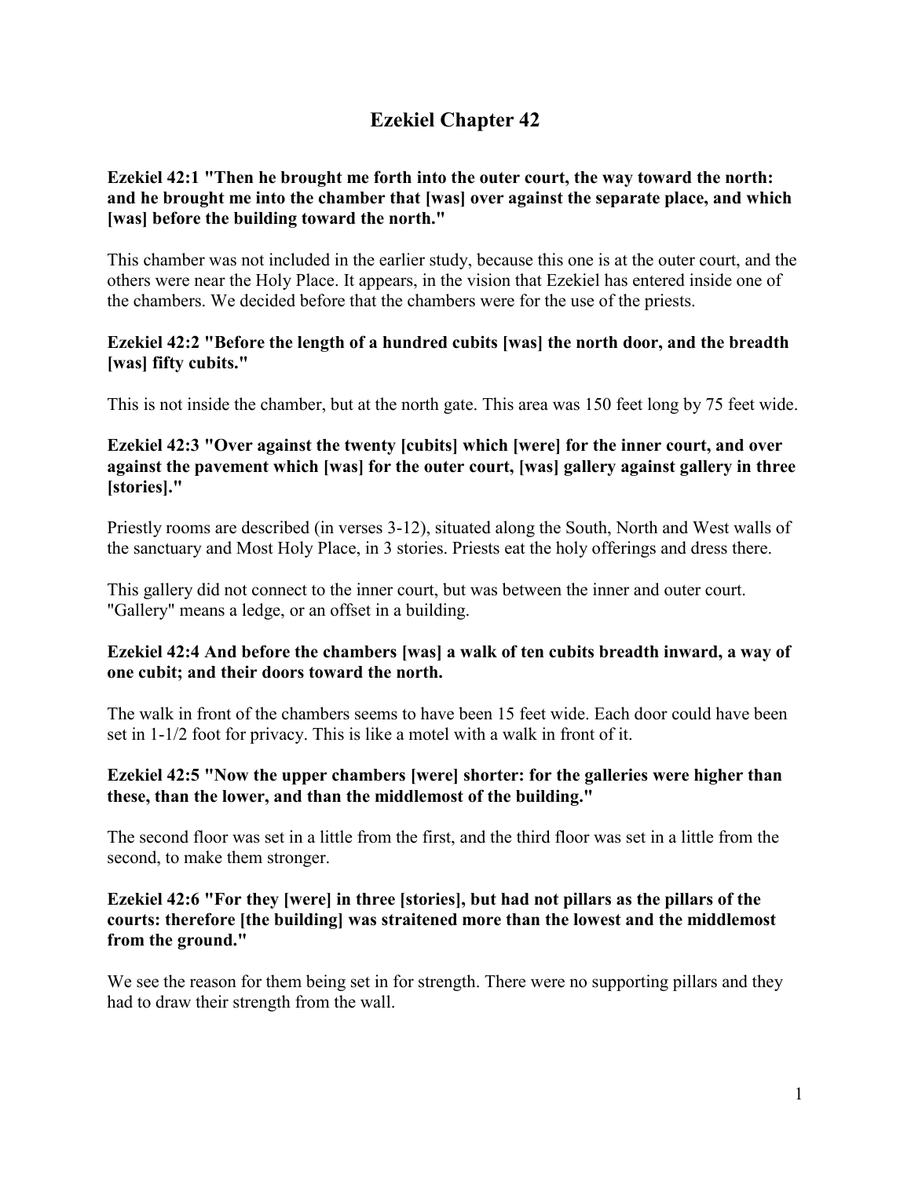# Ezekiel Chapter 42

**Ezekiel 42:1 "Then he brought me forth into the outer court, the way toward the north: and he brought me into the chamber that [was] over against the separate place, and which [was] before the building toward the north."**

This chamber was not included in the earlier study, because this one is at the outer court, and the others were near the Holy Place. It appears, in the vision that Ezekiel has entered inside one of the chambers. We decided before that the chambers were for the use of the priests.

**Ezekiel 42:2 "Before the length of a hundred cubits [was] the north door, and the breadth [was] fifty cubits."**

This is not inside the chamber, but at the north gate. This area was 150 feet long by 75 feet wide.

**Ezekiel 42:3 "Over against the twenty [cubits] which [were] for the inner court, and over against the pavement which [was] for the outer court, [was] gallery against gallery in three [stories]."**

Priestly rooms are described (in verses 3-12), situated along the South, North and West walls of the sanctuary and Most Holy Place, in 3 stories. Priests eat the holy offerings and dress there.

This gallery did not connect to the inner court, but was between the inner and outer court. "Gallery" means a ledge, or an offset in a building.

**Ezekiel 42:4 And before the chambers [was] a walk of ten cubits breadth inward, a way of one cubit; and their doors toward the north.**

The walk in front of the chambers seems to have been 15 feet wide. Each door could have been set in 1-1/2 foot for privacy. This is like a motel with a walk in front of it.

**Ezekiel 42:5 "Now the upper chambers [were] shorter: for the galleries were higher than these, than the lower, and than the middlemost of the building."**

The second floor was set in a little from the first, and the third floor was set in a little from the second, to make them stronger.

**Ezekiel 42:6 "For they [were] in three [stories], but had not pillars as the pillars of the courts: therefore [the building] was straitened more than the lowest and the middlemost from the ground."**

We see the reason for them being set in for strength. There were no supporting pillars and they had to draw their strength from the wall.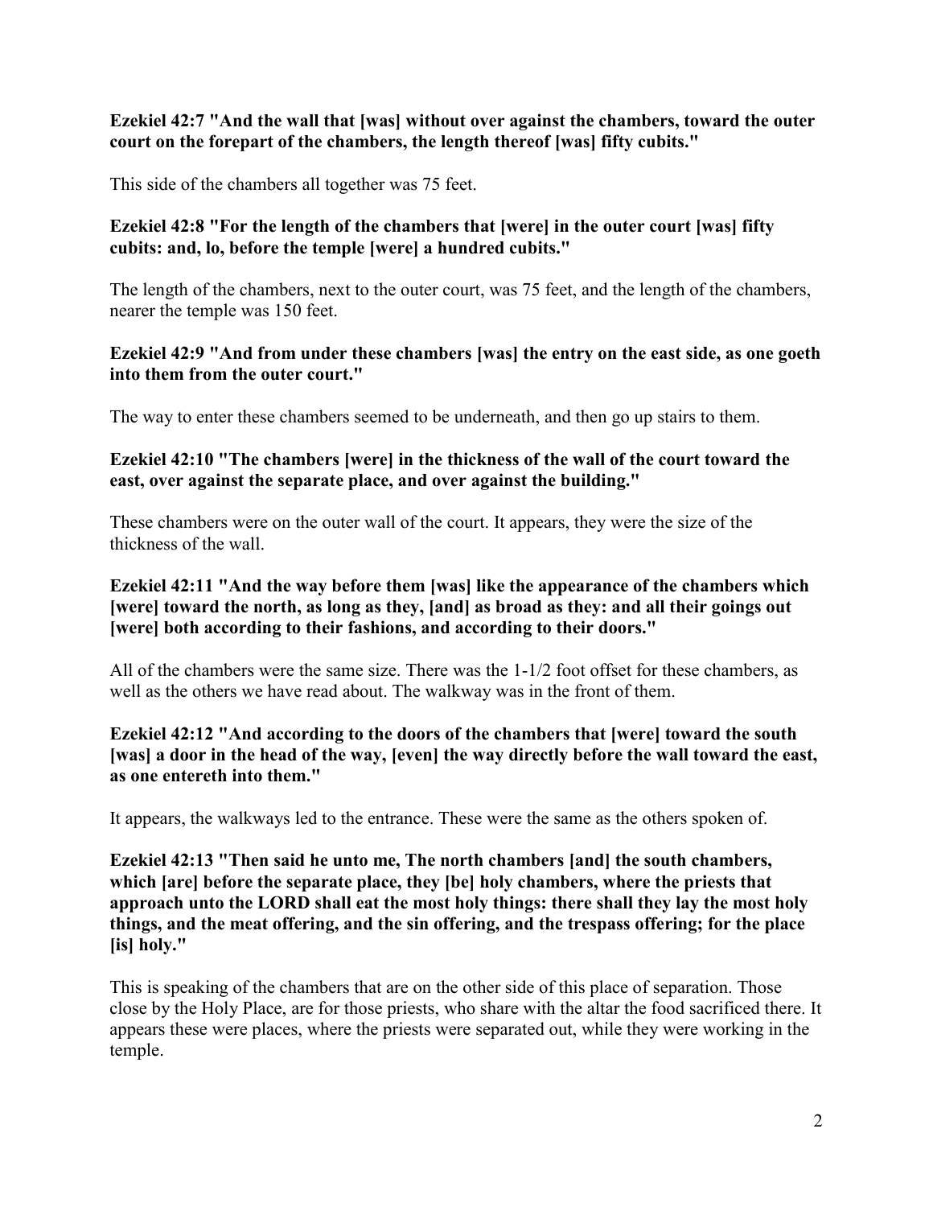**Ezekiel 42:7 "And the wall that [was] without over against the chambers, toward the outer court on the forepart of the chambers, the length thereof [was] fifty cubits."**

This side of the chambers all together was 75 feet.

**Ezekiel 42:8 "For the length of the chambers that [were] in the outer court [was] fifty cubits: and, lo, before the temple [were] a hundred cubits."**

The length of the chambers, next to the outer court, was 75 feet, and the length of the chambers, nearer the temple was 150 feet.

**Ezekiel 42:9 "And from under these chambers [was] the entry on the east side, as one goeth into them from the outer court."**

The way to enter these chambers seemed to be underneath, and then go up stairs to them.

**Ezekiel 42:10 "The chambers [were] in the thickness of the wall of the court toward the east, over against the separate place, and over against the building."**

These chambers were on the outer wall of the court. It appears, they were the size of the thickness of the wall.

**Ezekiel 42:11 "And the way before them [was] like the appearance of the chambers which [were] toward the north, as long as they, [and] as broad as they: and all their goings out [were] both according to their fashions, and according to their doors."**

All of the chambers were the same size. There was the 1-1/2 foot offset for these chambers, as well as the others we have read about. The walkway was in the front of them.

**Ezekiel 42:12 "And according to the doors of the chambers that [were] toward the south [was] a door in the head of the way, [even] the way directly before the wall toward the east, as one entereth into them."**

It appears, the walkways led to the entrance. These were the same as the others spoken of.

**Ezekiel 42:13 "Then said he unto me, The north chambers [and] the south chambers, which [are] before the separate place, they [be] holy chambers, where the priests that approach unto the LORD shall eat the most holy things: there shall they lay the most holy things, and the meat offering, and the sin offering, and the trespass offering; for the place [is] holy."**

This is speaking of the chambers that are on the other side of this place of separation. Those close by the Holy Place, are for those priests, who share with the altar the food sacrificed there. It appears these were places, where the priests were separated out, while they were working in the temple.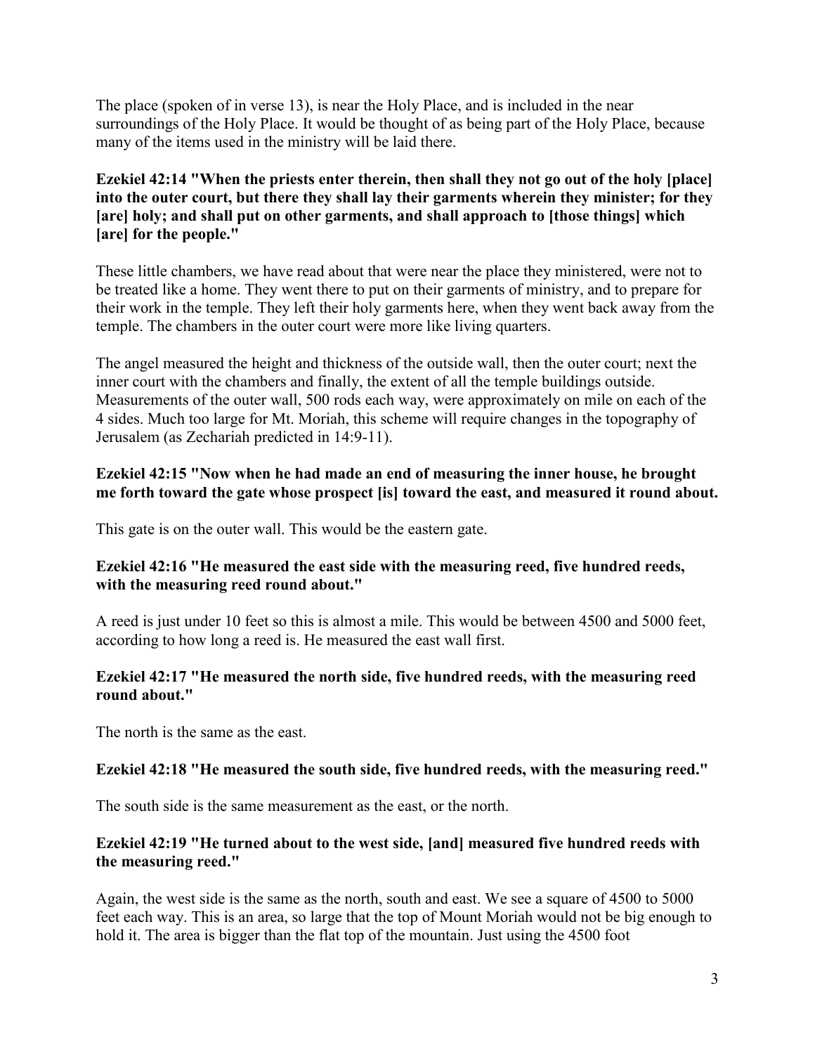The place (spoken of in verse 13), is near the Holy Place, and is included in the near surroundings of the Holy Place. It would be thought of as being part of the Holy Place, because many of the items used in the ministry will be laid there.

**Ezekiel 42:14 "When the priests enter therein, then shall they not go out of the holy [place] into the outer court, but there they shall lay their garments wherein they minister; for they [are] holy; and shall put on other garments, and shall approach to [those things] which [are] for the people."**

These little chambers, we have read about that were near the place they ministered, were not to be treated like a home. They went there to put on their garments of ministry, and to prepare for their work in the temple. They left their holy garments here, when they went back away from the temple. The chambers in the outer court were more like living quarters.

The angel measured the height and thickness of the outside wall, then the outer court; next the inner court with the chambers and finally, the extent of all the temple buildings outside. Measurements of the outer wall, 500 rods each way, were approximately on mile on each of the 4 sides. Much too large for Mt. Moriah, this scheme will require changes in the topography of Jerusalem (as Zechariah predicted in 14:9-11).

**Ezekiel 42:15 "Now when he had made an end of measuring the inner house, he brought me forth toward the gate whose prospect [is] toward the east, and measured it round about.**

This gate is on the outer wall. This would be the eastern gate.

**Ezekiel 42:16 "He measured the east side with the measuring reed, five hundred reeds, with the measuring reed round about."**

A reed is just under 10 feet so this is almost a mile. This would be between 4500 and 5000 feet, according to how long a reed is. He measured the east wall first.

**Ezekiel 42:17 "He measured the north side, five hundred reeds, with the measuring reed round about."**

The north is the same as the east.

**Ezekiel 42:18 "He measured the south side, five hundred reeds, with the measuring reed."**

The south side is the same measurement as the east, or the north.

**Ezekiel 42:19 "He turned about to the west side, [and] measured five hundred reeds with the measuring reed."**

Again, the west side is the same as the north, south and east. We see a square of 4500 to 5000 feet each way. This is an area, so large that the top of Mount Moriah would not be big enough to hold it. The area is bigger than the flat top of the mountain. Just using the 4500 foot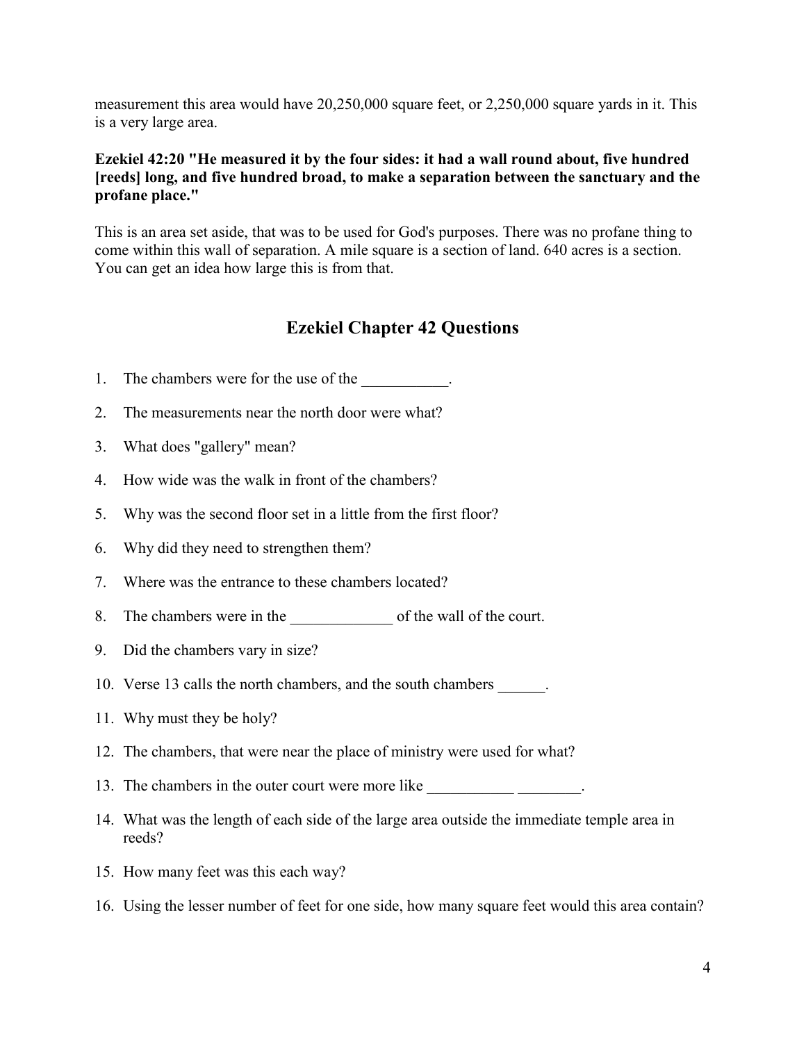measurement this area would have 20,250,000 square feet, or 2,250,000 square yards in it. This is a very large area.

**Ezekiel 42:20 "He measured it by the four sides: it had a wall round about, five hundred [reeds] long, and five hundred broad, to make a separation between the sanctuary and the profane place."**

This is an area set aside, that was to be used for God's purposes. There was no profane thing to come within this wall of separation. A mile square is a section of land. 640 acres is a section. You can get an idea how large this is from that.

## Ezekiel Chapter 42 Questions

1. The chambers were for the use of the ___________.
2. The measurements near the north door were what?
3. What does "gallery" mean?
4. How wide was the walk in front of the chambers?
5. Why was the second floor set in a little from the first floor?
6. Why did they need to strengthen them?
7. Where was the entrance to these chambers located?
8. The chambers were in the _____________ of the wall of the court.
9. Did the chambers vary in size?
10. Verse 13 calls the north chambers, and the south chambers ______.
11. Why must they be holy?
12. The chambers, that were near the place of ministry were used for what?
13. The chambers in the outer court were more like ___________ ________.
14. What was the length of each side of the large area outside the immediate temple area in reeds?
15. How many feet was this each way?
16. Using the lesser number of feet for one side, how many square feet would this area contain?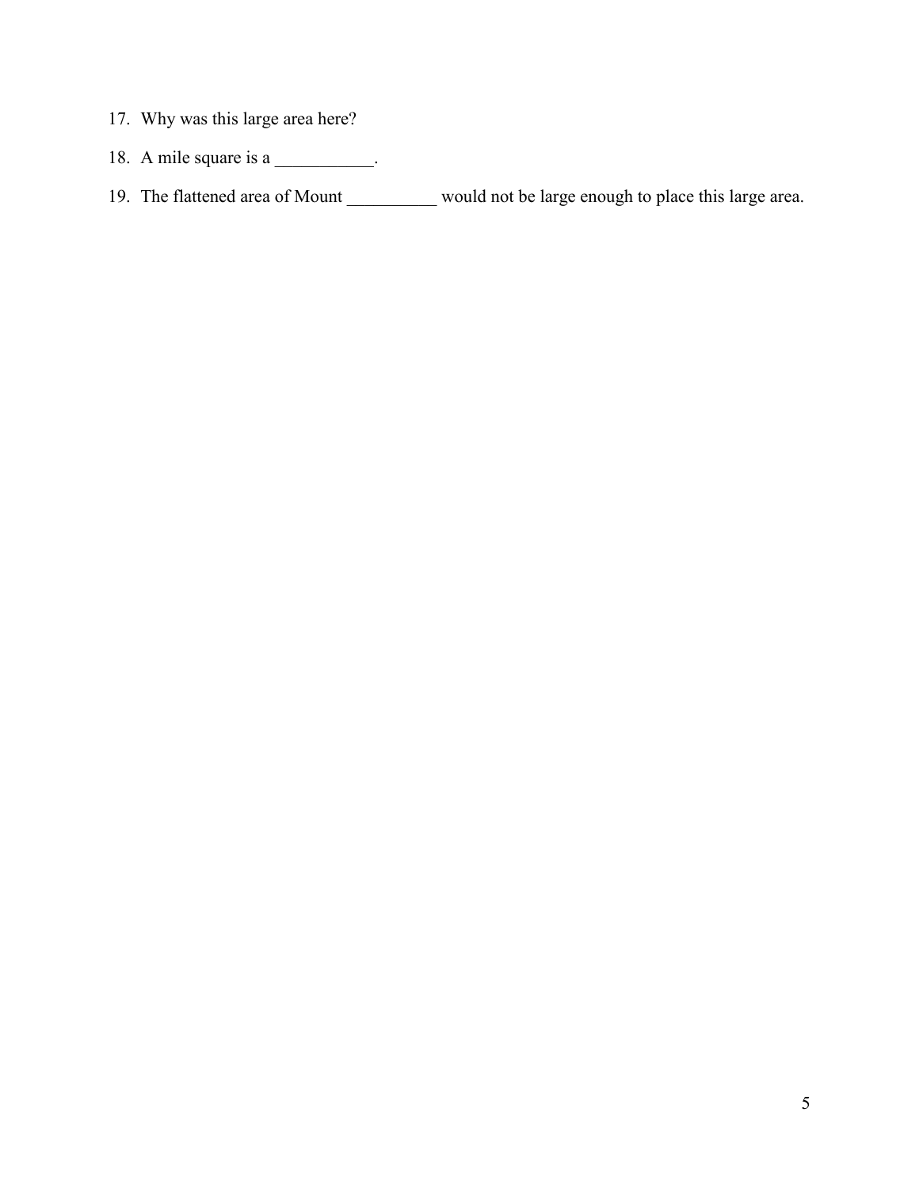17. Why was this large area here?
18. A mile square is a ___________.
19. The flattened area of Mount __________ would not be large enough to place this large area.